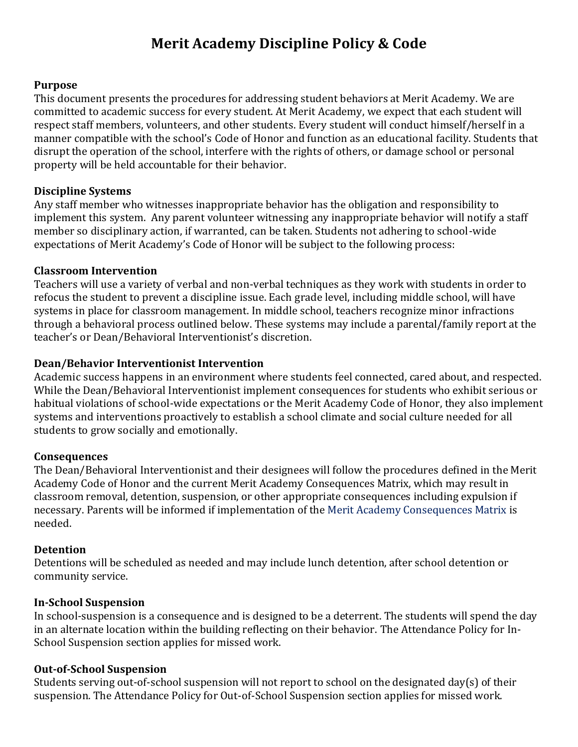# Merit Academy Discipline Policy & Code

**Purpose**
This document presents the procedures for addressing student behaviors at Merit Academy. We are committed to academic success for every student. At Merit Academy, we expect that each student will respect staff members, volunteers, and other students. Every student will conduct himself/herself in a manner compatible with the school's Code of Honor and function as an educational facility. Students that disrupt the operation of the school, interfere with the rights of others, or damage school or personal property will be held accountable for their behavior.

**Discipline Systems**
Any staff member who witnesses inappropriate behavior has the obligation and responsibility to implement this system. Any parent volunteer witnessing any inappropriate behavior will notify a staff member so disciplinary action, if warranted, can be taken. Students not adhering to school-wide expectations of Merit Academy's Code of Honor will be subject to the following process:

**Classroom Intervention**
Teachers will use a variety of verbal and non-verbal techniques as they work with students in order to refocus the student to prevent a discipline issue. Each grade level, including middle school, will have systems in place for classroom management. In middle school, teachers recognize minor infractions through a behavioral process outlined below. These systems may include a parental/family report at the teacher's or Dean/Behavioral Interventionist's discretion.

**Dean/Behavior Interventionist Intervention**
Academic success happens in an environment where students feel connected, cared about, and respected. While the Dean/Behavioral Interventionist implement consequences for students who exhibit serious or habitual violations of school-wide expectations or the Merit Academy Code of Honor, they also implement systems and interventions proactively to establish a school climate and social culture needed for all students to grow socially and emotionally.

**Consequences**
The Dean/Behavioral Interventionist and their designees will follow the procedures defined in the Merit Academy Code of Honor and the current Merit Academy Consequences Matrix, which may result in classroom removal, detention, suspension, or other appropriate consequences including expulsion if necessary. Parents will be informed if implementation of the Merit Academy Consequences Matrix is needed.

**Detention**
Detentions will be scheduled as needed and may include lunch detention, after school detention or community service.

**In-School Suspension**
In school-suspension is a consequence and is designed to be a deterrent. The students will spend the day in an alternate location within the building reflecting on their behavior. The Attendance Policy for In-School Suspension section applies for missed work.

**Out-of-School Suspension**
Students serving out-of-school suspension will not report to school on the designated day(s) of their suspension. The Attendance Policy for Out-of-School Suspension section applies for missed work.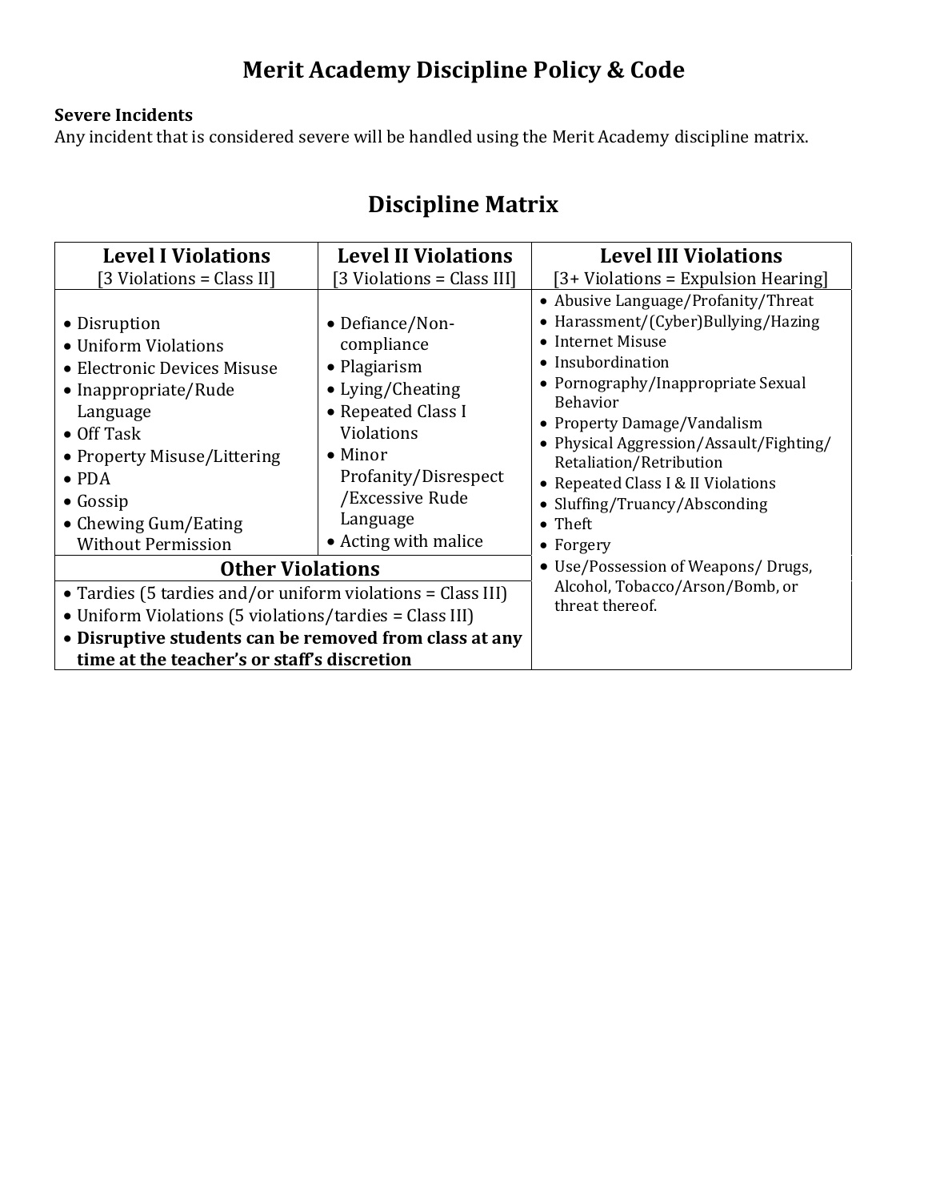# Merit Academy Discipline Policy & Code

**Severe Incidents**
Any incident that is considered severe will be handled using the Merit Academy discipline matrix.

## Discipline Matrix

| Level I Violations [3 Violations = Class II] | Level II Violations [3 Violations = Class III] | Level III Violations [3+ Violations = Expulsion Hearing] |
|---|---|---|
| • Disruption<br>• Uniform Violations<br>• Electronic Devices Misuse<br>• Inappropriate/Rude Language<br>• Off Task<br>• Property Misuse/Littering<br>• PDA<br>• Gossip<br>• Chewing Gum/Eating Without Permission | • Defiance/Non-compliance<br>• Plagiarism<br>• Lying/Cheating<br>• Repeated Class I Violations<br>• Minor Profanity/Disrespect /Excessive Rude Language<br>• Acting with malice | • Abusive Language/Profanity/Threat<br>• Harassment/(Cyber)Bullying/Hazing<br>• Internet Misuse<br>• Insubordination<br>• Pornography/Inappropriate Sexual Behavior<br>• Property Damage/Vandalism<br>• Physical Aggression/Assault/Fighting/ Retaliation/Retribution<br>• Repeated Class I & II Violations<br>• Sluffing/Truancy/Absconding<br>• Theft<br>• Forgery<br>• Use/Possession of Weapons/ Drugs, Alcohol, Tobacco/Arson/Bomb, or threat thereof. |
| **Other Violations** | | |
| • Tardies (5 tardies and/or uniform violations = Class III)<br>• Uniform Violations (5 violations/tardies = Class III)<br>• **Disruptive students can be removed from class at any time at the teacher's or staff's discretion** | | |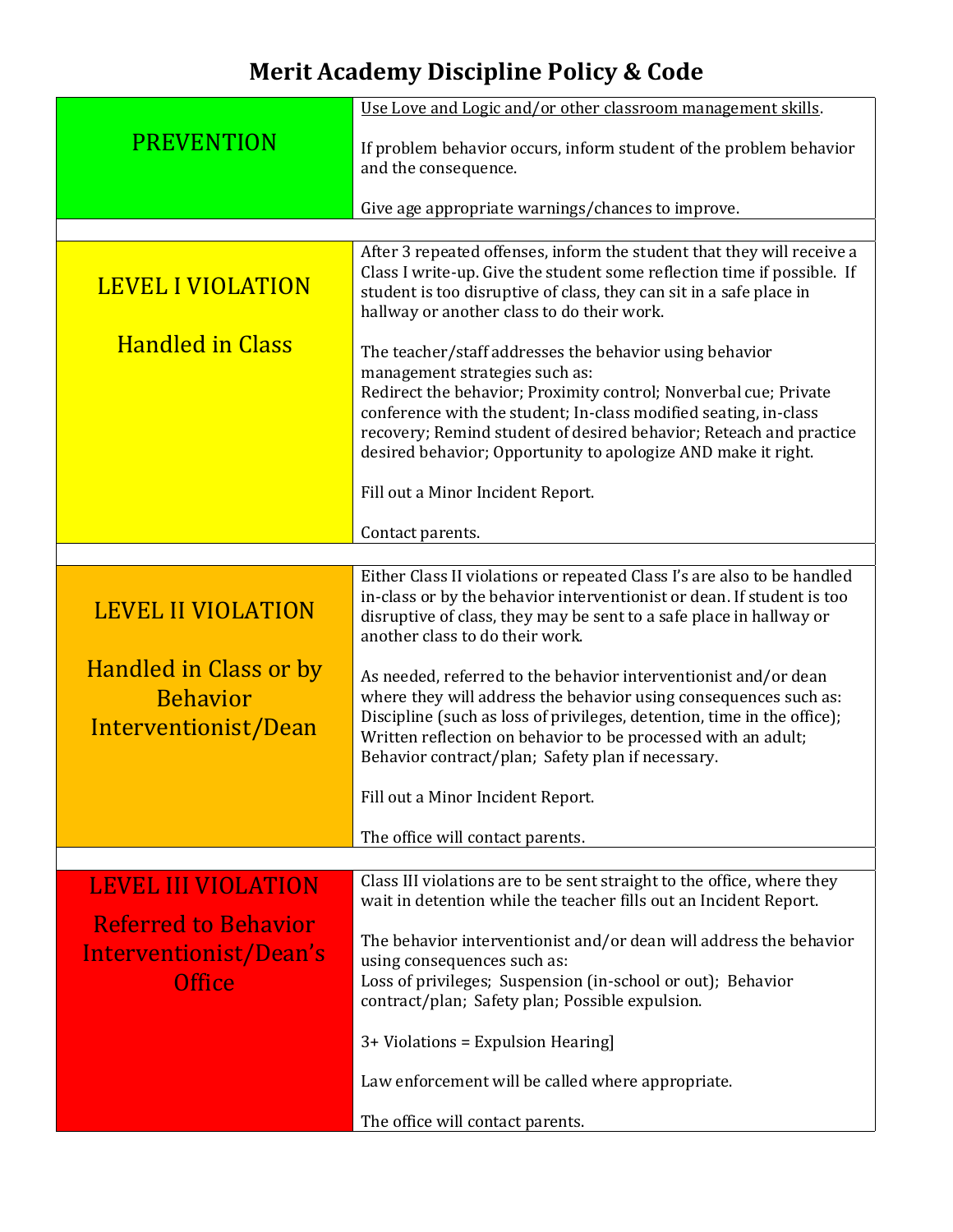# Merit Academy Discipline Policy & Code

| | |
|---|---|
| PREVENTION | Use Love and Logic and/or other classroom management skills.<br><br>If problem behavior occurs, inform student of the problem behavior and the consequence.<br><br>Give age appropriate warnings/chances to improve. |
| LEVEL I VIOLATION<br><br>Handled in Class | After 3 repeated offenses, inform the student that they will receive a Class I write-up. Give the student some reflection time if possible. If student is too disruptive of class, they can sit in a safe place in hallway or another class to do their work.<br><br>The teacher/staff addresses the behavior using behavior management strategies such as:<br>Redirect the behavior; Proximity control; Nonverbal cue; Private conference with the student; In-class modified seating, in-class recovery; Remind student of desired behavior; Reteach and practice desired behavior; Opportunity to apologize AND make it right.<br><br>Fill out a Minor Incident Report.<br><br>Contact parents. |
| LEVEL II VIOLATION<br><br>Handled in Class or by Behavior Interventionist/Dean | Either Class II violations or repeated Class I's are also to be handled in-class or by the behavior interventionist or dean. If student is too disruptive of class, they may be sent to a safe place in hallway or another class to do their work.<br><br>As needed, referred to the behavior interventionist and/or dean where they will address the behavior using consequences such as:<br>Discipline (such as loss of privileges, detention, time in the office); Written reflection on behavior to be processed with an adult; Behavior contract/plan; Safety plan if necessary.<br><br>Fill out a Minor Incident Report.<br><br>The office will contact parents. |
| LEVEL III VIOLATION<br><br>Referred to Behavior Interventionist/Dean's Office | Class III violations are to be sent straight to the office, where they wait in detention while the teacher fills out an Incident Report.<br><br>The behavior interventionist and/or dean will address the behavior using consequences such as:<br>Loss of privileges; Suspension (in-school or out); Behavior contract/plan; Safety plan; Possible expulsion.<br><br>3+ Violations = Expulsion Hearing]<br><br>Law enforcement will be called where appropriate.<br><br>The office will contact parents. |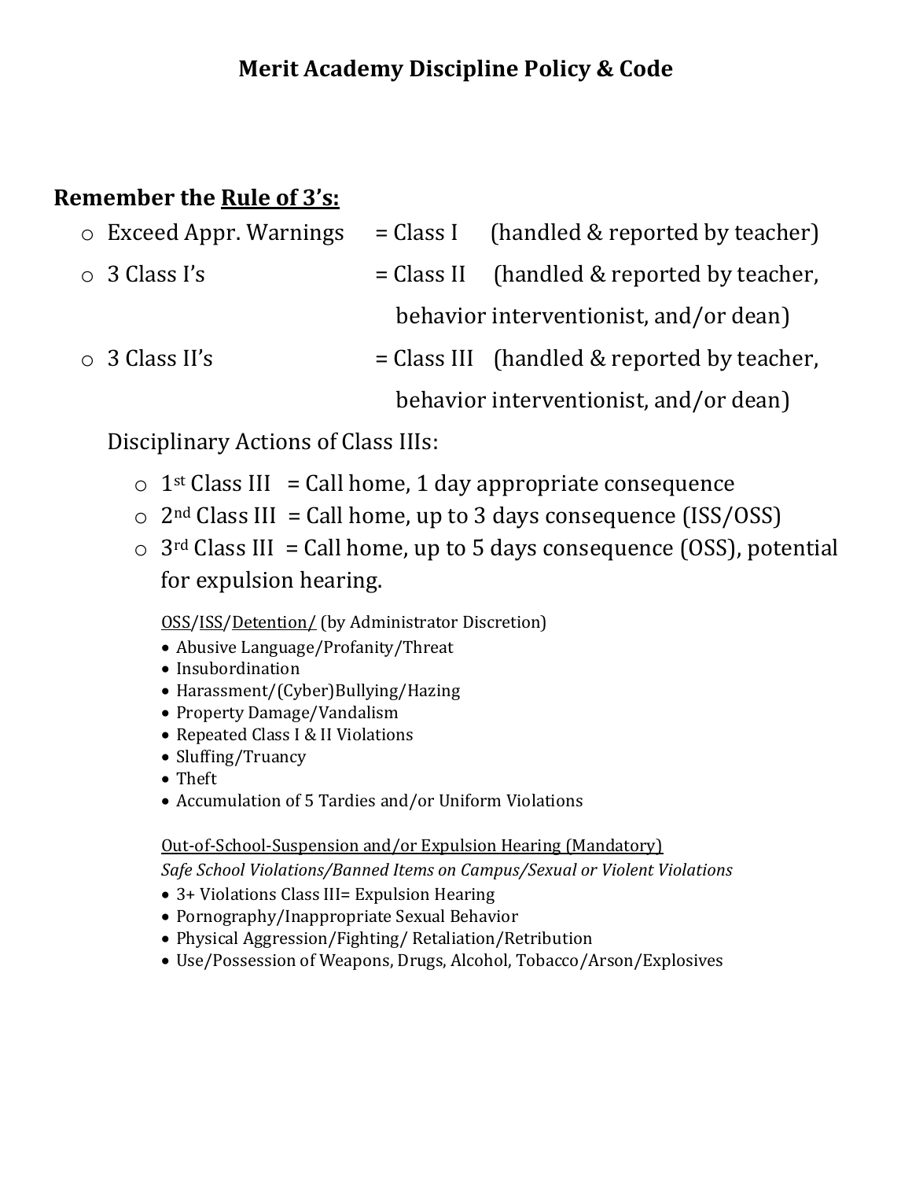# Merit Academy Discipline Policy & Code

## Remember the <u>Rule of 3's:</u>

- Exceed Appr. Warnings = Class I (handled & reported by teacher)
- 3 Class I's = Class II (handled & reported by teacher, behavior interventionist, and/or dean)
- 3 Class II's = Class III (handled & reported by teacher, behavior interventionist, and/or dean)

Disciplinary Actions of Class IIIs:

- 1st Class III = Call home, 1 day appropriate consequence
- 2nd Class III = Call home, up to 3 days consequence (ISS/OSS)
- 3rd Class III = Call home, up to 5 days consequence (OSS), potential for expulsion hearing.

<u>OSS</u>/<u>ISS</u>/<u>Detention/</u> (by Administrator Discretion)

- Abusive Language/Profanity/Threat
- Insubordination
- Harassment/(Cyber)Bullying/Hazing
- Property Damage/Vandalism
- Repeated Class I & II Violations
- Sluffing/Truancy
- Theft
- Accumulation of 5 Tardies and/or Uniform Violations

<u>Out-of-School-Suspension and/or Expulsion Hearing (Mandatory)</u>
*Safe School Violations/Banned Items on Campus/Sexual or Violent Violations*

- 3+ Violations Class III= Expulsion Hearing
- Pornography/Inappropriate Sexual Behavior
- Physical Aggression/Fighting/ Retaliation/Retribution
- Use/Possession of Weapons, Drugs, Alcohol, Tobacco/Arson/Explosives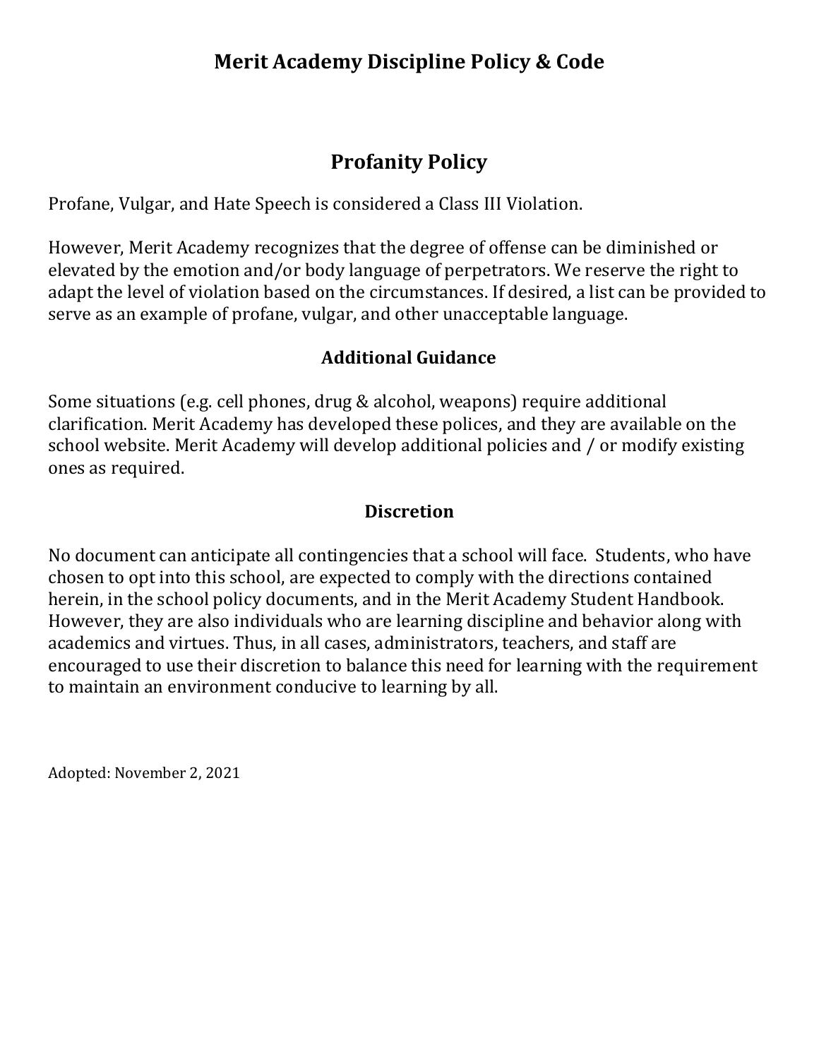# Merit Academy Discipline Policy & Code

## Profanity Policy

Profane, Vulgar, and Hate Speech is considered a Class III Violation.

However, Merit Academy recognizes that the degree of offense can be diminished or elevated by the emotion and/or body language of perpetrators. We reserve the right to adapt the level of violation based on the circumstances. If desired, a list can be provided to serve as an example of profane, vulgar, and other unacceptable language.

### Additional Guidance

Some situations (e.g. cell phones, drug & alcohol, weapons) require additional clarification. Merit Academy has developed these polices, and they are available on the school website. Merit Academy will develop additional policies and / or modify existing ones as required.

### Discretion

No document can anticipate all contingencies that a school will face. Students, who have chosen to opt into this school, are expected to comply with the directions contained herein, in the school policy documents, and in the Merit Academy Student Handbook. However, they are also individuals who are learning discipline and behavior along with academics and virtues. Thus, in all cases, administrators, teachers, and staff are encouraged to use their discretion to balance this need for learning with the requirement to maintain an environment conducive to learning by all.

Adopted: November 2, 2021